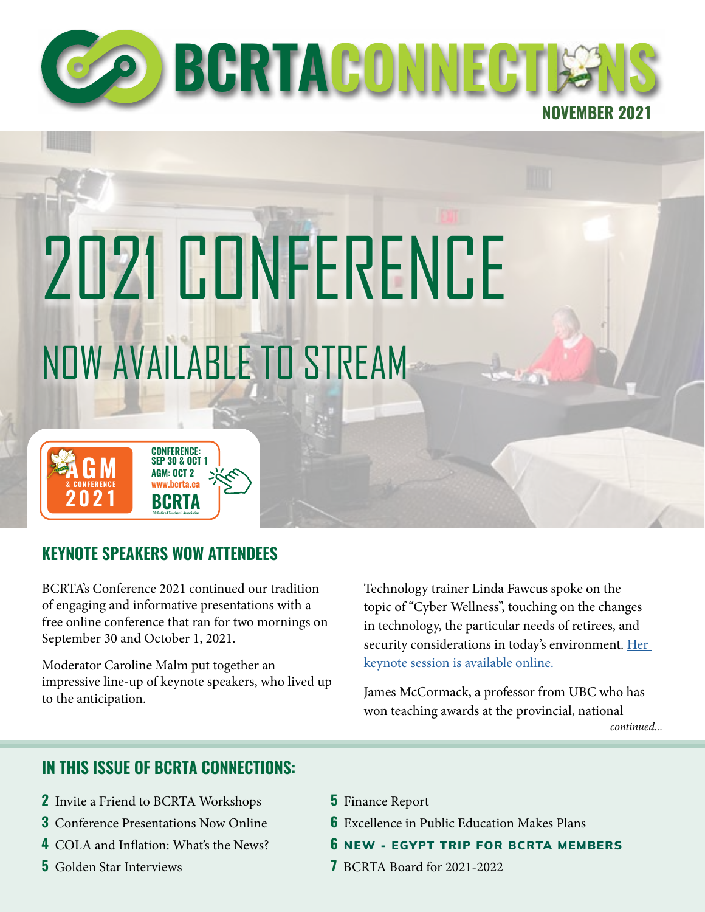# BCRTA CONNECTIONS

NOVEMBER 2021

# 2021 CONFERENCE

## NOW AVAILABLE TO STREAM

AGM & CONFERENCE 2021

CONFERENCE: SEP 30 & OCT 1
AGM: OCT 2
www.bcrta.ca
BCRTA
BC Retired Teachers' Association

## KEYNOTE SPEAKERS WOW ATTENDEES

BCRTA's Conference 2021 continued our tradition of engaging and informative presentations with a free online conference that ran for two mornings on September 30 and October 1, 2021.

Moderator Caroline Malm put together an impressive line-up of keynote speakers, who lived up to the anticipation.

Technology trainer Linda Fawcus spoke on the topic of "Cyber Wellness", touching on the changes in technology, the particular needs of retirees, and security considerations in today's environment. Her keynote session is available online.

James McCormack, a professor from UBC who has won teaching awards at the provincial, national

*continued...*

## IN THIS ISSUE OF BCRTA CONNECTIONS:

- **2** Invite a Friend to BCRTA Workshops
- **3** Conference Presentations Now Online
- **4** COLA and Inflation: What's the News?
- **5** Golden Star Interviews
- **5** Finance Report
- **6** Excellence in Public Education Makes Plans
- **6** NEW - EGYPT TRIP FOR BCRTA MEMBERS
- **7** BCRTA Board for 2021-2022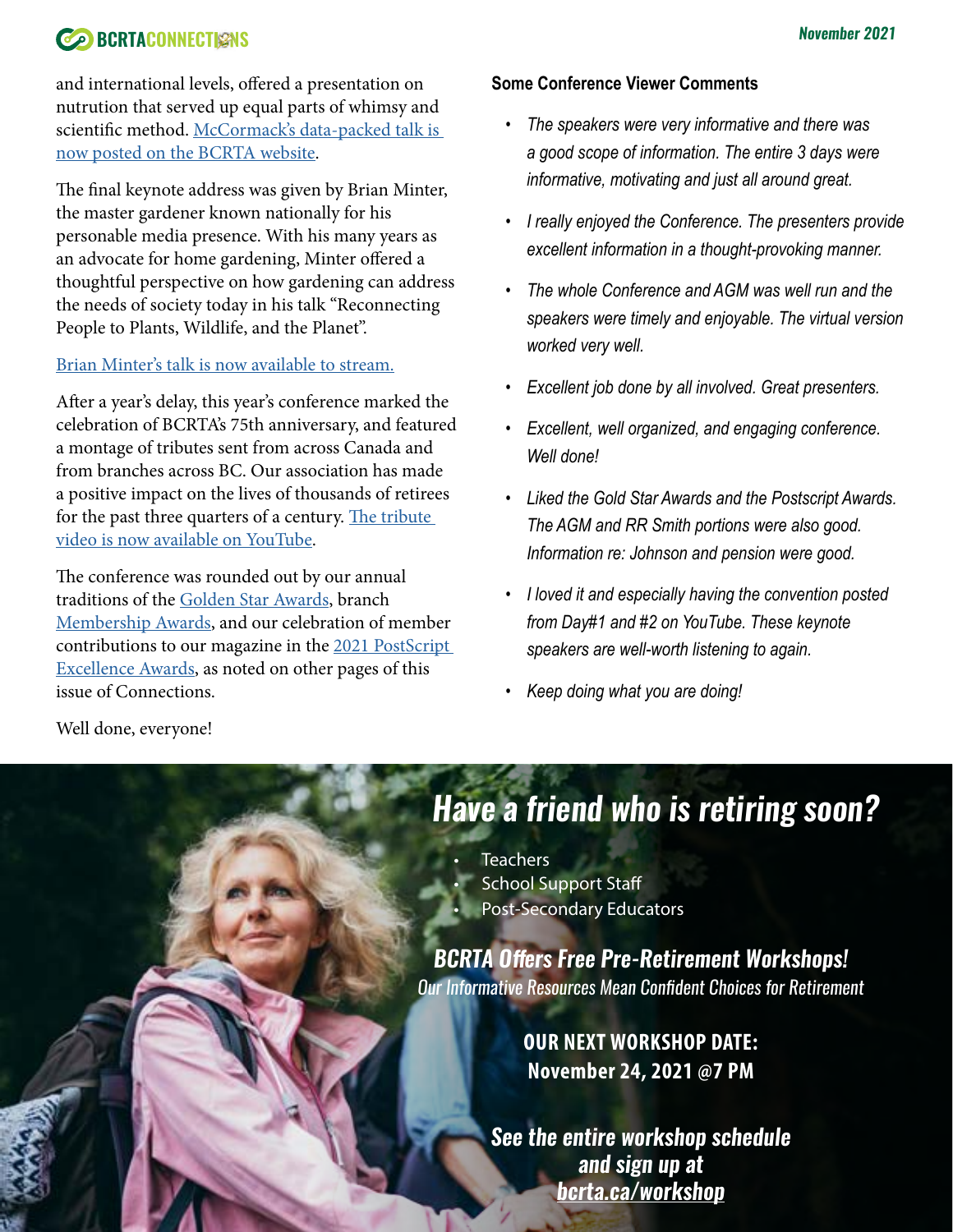and international levels, offered a presentation on nutrition that served up equal parts of whimsy and scientific method. McCormack's data-packed talk is now posted on the BCRTA website.

The final keynote address was given by Brian Minter, the master gardener known nationally for his personable media presence. With his many years as an advocate for home gardening, Minter offered a thoughtful perspective on how gardening can address the needs of society today in his talk "Reconnecting People to Plants, Wildlife, and the Planet".

Brian Minter's talk is now available to stream.

After a year's delay, this year's conference marked the celebration of BCRTA's 75th anniversary, and featured a montage of tributes sent from across Canada and from branches across BC. Our association has made a positive impact on the lives of thousands of retirees for the past three quarters of a century. The tribute video is now available on YouTube.

The conference was rounded out by our annual traditions of the Golden Star Awards, branch Membership Awards, and our celebration of member contributions to our magazine in the 2021 PostScript Excellence Awards, as noted on other pages of this issue of Connections.

Well done, everyone!

### Some Conference Viewer Comments

- *The speakers were very informative and there was a good scope of information. The entire 3 days were informative, motivating and just all around great.*
- *I really enjoyed the Conference. The presenters provide excellent information in a thought-provoking manner.*
- *The whole Conference and AGM was well run and the speakers were timely and enjoyable. The virtual version worked very well.*
- *Excellent job done by all involved. Great presenters.*
- *Excellent, well organized, and engaging conference. Well done!*
- *Liked the Gold Star Awards and the Postscript Awards. The AGM and RR Smith portions were also good. Information re: Johnson and pension were good.*
- *I loved it and especially having the convention posted from Day#1 and #2 on YouTube. These keynote speakers are well-worth listening to again.*
- *Keep doing what you are doing!*

## *Have a friend who is retiring soon?*

- Teachers
- School Support Staff
- Post-Secondary Educators

### *BCRTA Offers Free Pre-Retirement Workshops!*

*Our Informative Resources Mean Confident Choices for Retirement*

**OUR NEXT WORKSHOP DATE:**
**November 24, 2021 @7 PM**

***See the entire workshop schedule and sign up at bcrta.ca/workshop***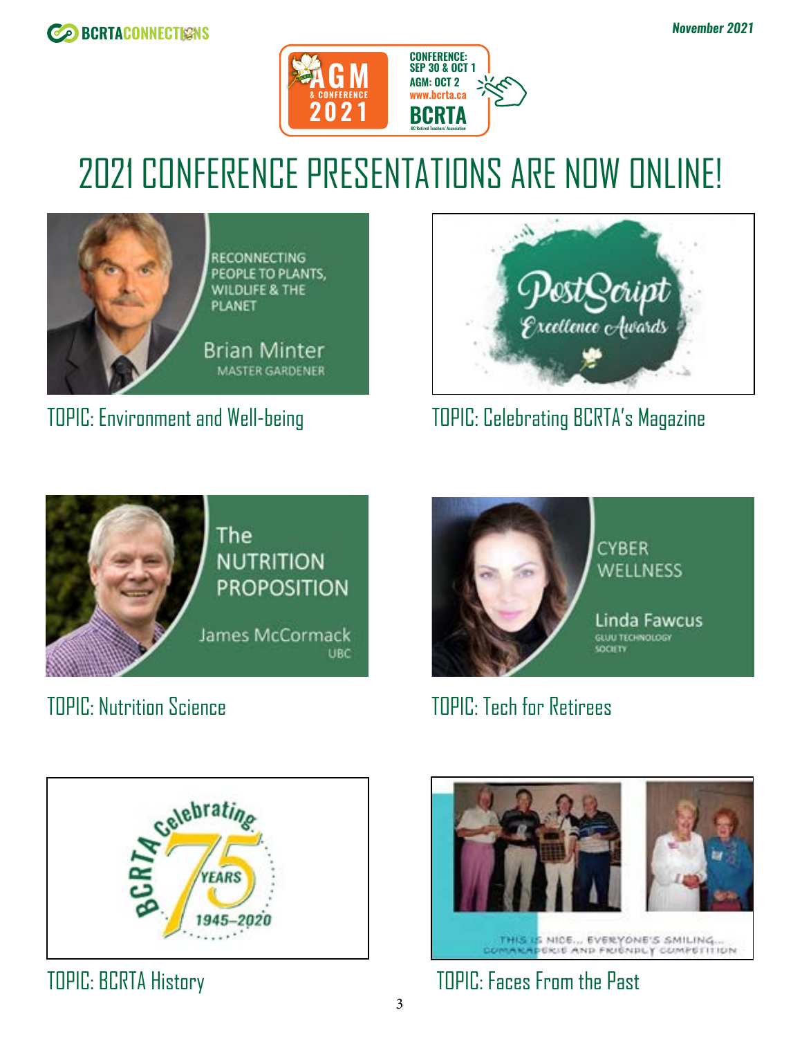CONFERENCE: SEP 30 & OCT 1
AGM: OCT 2
www.bcrta.ca

# 2021 CONFERENCE PRESENTATIONS ARE NOW ONLINE!

RECONNECTING PEOPLE TO PLANTS, WILDLIFE & THE PLANET
Brian Minter
MASTER GARDENER

TOPIC: Environment and Well-being

PostScript Excellence Awards

TOPIC: Celebrating BCRTA's Magazine

The NUTRITION PROPOSITION
James McCormack
UBC

TOPIC: Nutrition Science

CYBER WELLNESS
Linda Fawcus
GLUU TECHNOLOGY SOCIETY

TOPIC: Tech for Retirees

BCRTA Celebrating 75 YEARS 1945–2020

TOPIC: BCRTA History

THIS IS NICE... EVERYONE'S SMILING... COMARADERIE AND FRIENDLY COMPETITION

TOPIC: Faces From the Past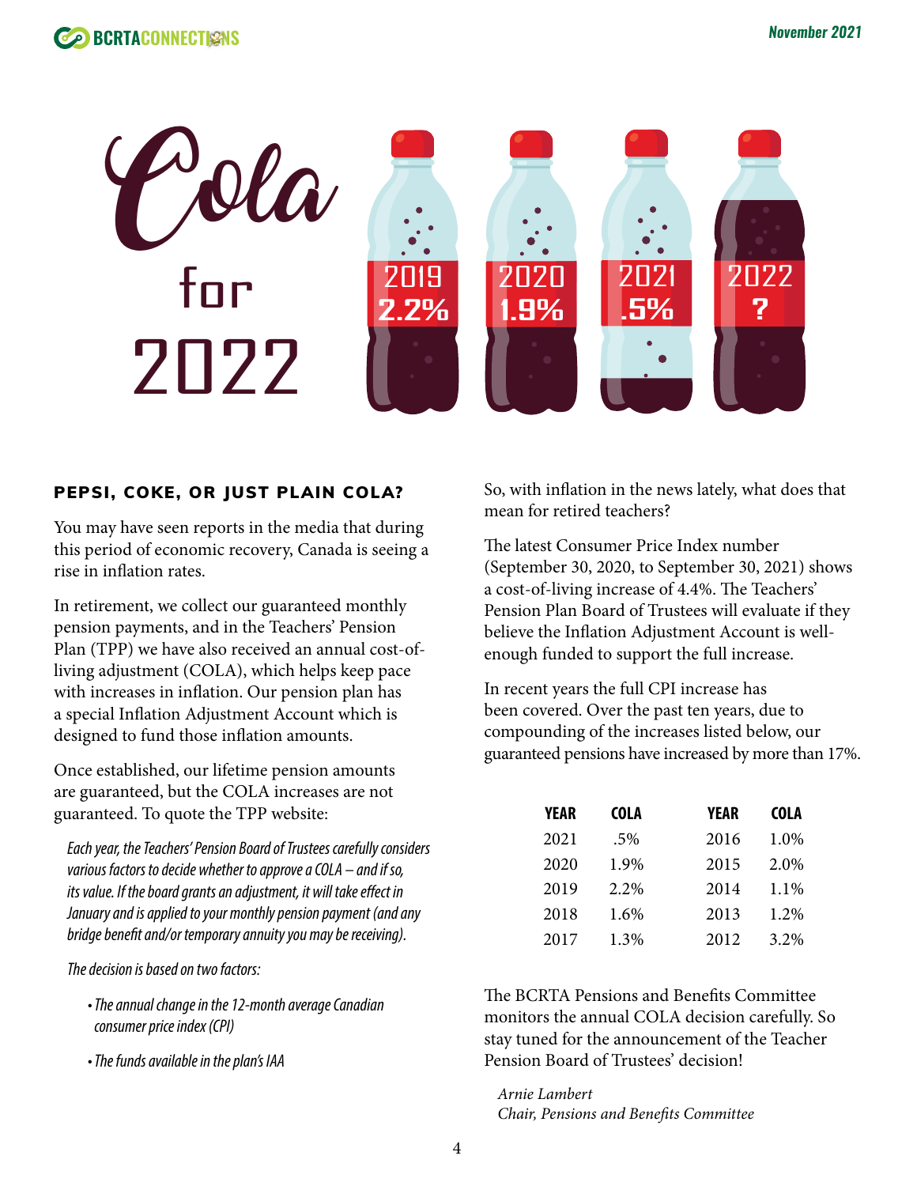# Cola for 2022

2019 2.2% | 2020 1.9% | 2021 .5% | 2022 ?

## PEPSI, COKE, OR JUST PLAIN COLA?

You may have seen reports in the media that during this period of economic recovery, Canada is seeing a rise in inflation rates.

In retirement, we collect our guaranteed monthly pension payments, and in the Teachers' Pension Plan (TPP) we have also received an annual cost-of-living adjustment (COLA), which helps keep pace with increases in inflation. Our pension plan has a special Inflation Adjustment Account which is designed to fund those inflation amounts.

Once established, our lifetime pension amounts are guaranteed, but the COLA increases are not guaranteed. To quote the TPP website:

> *Each year, the Teachers' Pension Board of Trustees carefully considers various factors to decide whether to approve a COLA – and if so, its value. If the board grants an adjustment, it will take effect in January and is applied to your monthly pension payment (and any bridge benefit and/or temporary annuity you may be receiving).*
>
> *The decision is based on two factors:*
>
> - *The annual change in the 12-month average Canadian consumer price index (CPI)*
> - *The funds available in the plan's IAA*

So, with inflation in the news lately, what does that mean for retired teachers?

The latest Consumer Price Index number (September 30, 2020, to September 30, 2021) shows a cost-of-living increase of 4.4%. The Teachers' Pension Plan Board of Trustees will evaluate if they believe the Inflation Adjustment Account is well-enough funded to support the full increase.

In recent years the full CPI increase has been covered. Over the past ten years, due to compounding of the increases listed below, our guaranteed pensions have increased by more than 17%.

| YEAR | COLA | YEAR | COLA |
|---|---|---|---|
| 2021 | .5% | 2016 | 1.0% |
| 2020 | 1.9% | 2015 | 2.0% |
| 2019 | 2.2% | 2014 | 1.1% |
| 2018 | 1.6% | 2013 | 1.2% |
| 2017 | 1.3% | 2012 | 3.2% |

The BCRTA Pensions and Benefits Committee monitors the annual COLA decision carefully. So stay tuned for the announcement of the Teacher Pension Board of Trustees' decision!

*Arnie Lambert*
*Chair, Pensions and Benefits Committee*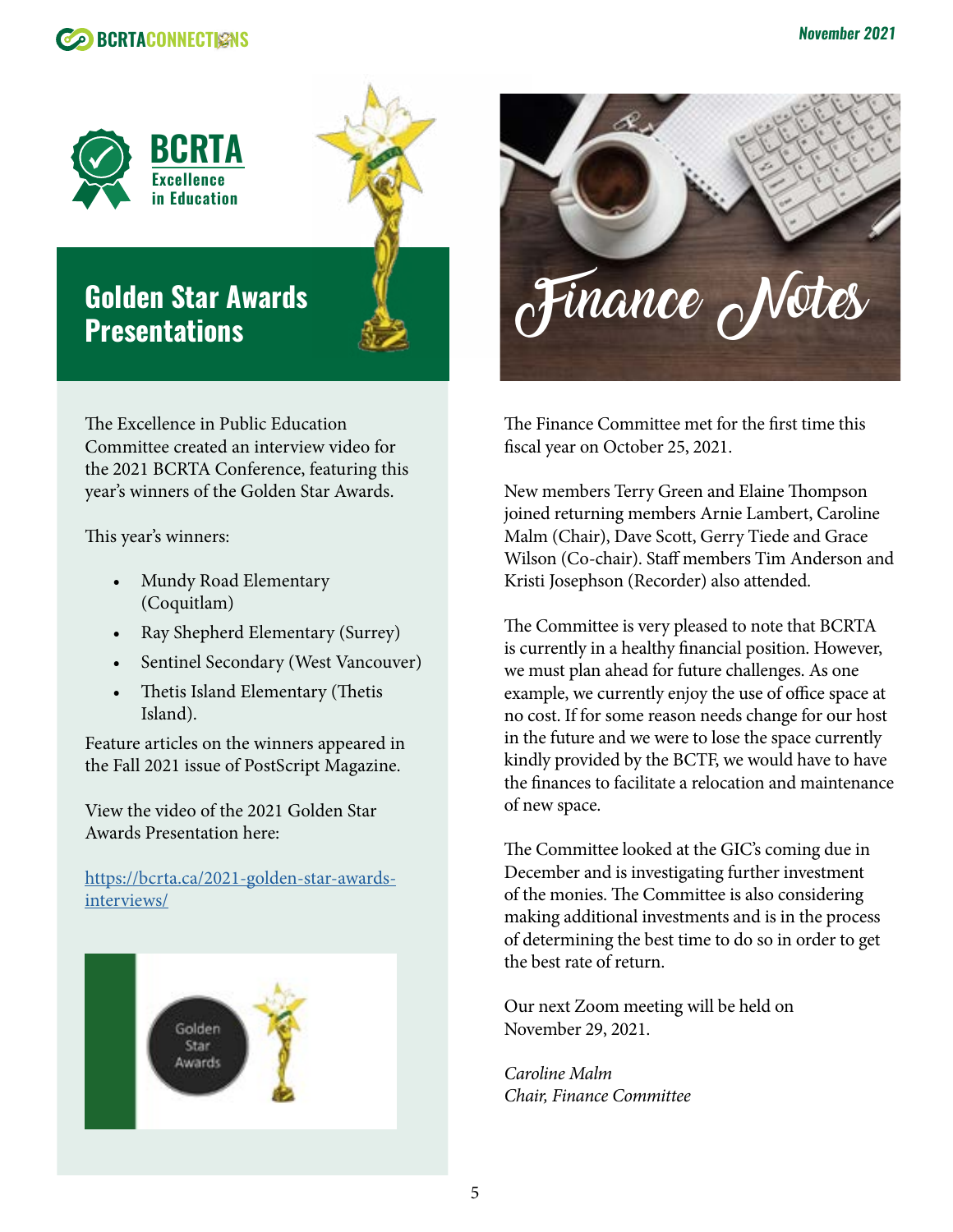BCRTA Excellence in Education

## Golden Star Awards Presentations

The Excellence in Public Education Committee created an interview video for the 2021 BCRTA Conference, featuring this year's winners of the Golden Star Awards.

This year's winners:

- Mundy Road Elementary (Coquitlam)
- Ray Shepherd Elementary (Surrey)
- Sentinel Secondary (West Vancouver)
- Thetis Island Elementary (Thetis Island).

Feature articles on the winners appeared in the Fall 2021 issue of PostScript Magazine.

View the video of the 2021 Golden Star Awards Presentation here:

https://bcrta.ca/2021-golden-star-awards-interviews/

## Finance Notes

The Finance Committee met for the first time this fiscal year on October 25, 2021.

New members Terry Green and Elaine Thompson joined returning members Arnie Lambert, Caroline Malm (Chair), Dave Scott, Gerry Tiede and Grace Wilson (Co-chair). Staff members Tim Anderson and Kristi Josephson (Recorder) also attended.

The Committee is very pleased to note that BCRTA is currently in a healthy financial position. However, we must plan ahead for future challenges. As one example, we currently enjoy the use of office space at no cost. If for some reason needs change for our host in the future and we were to lose the space currently kindly provided by the BCTF, we would have to have the finances to facilitate a relocation and maintenance of new space.

The Committee looked at the GIC's coming due in December and is investigating further investment of the monies. The Committee is also considering making additional investments and is in the process of determining the best time to do so in order to get the best rate of return.

Our next Zoom meeting will be held on November 29, 2021.

*Caroline Malm*
*Chair, Finance Committee*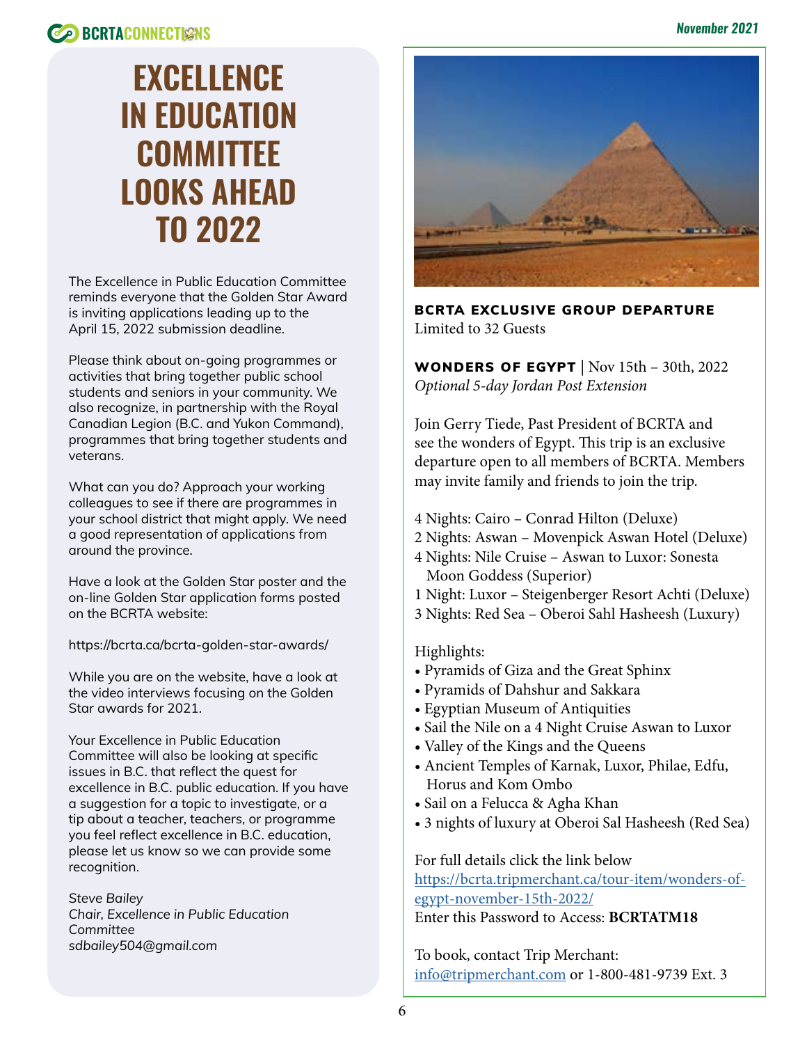# EXCELLENCE IN EDUCATION COMMITTEE LOOKS AHEAD TO 2022

The Excellence in Public Education Committee reminds everyone that the Golden Star Award is inviting applications leading up to the April 15, 2022 submission deadline.

Please think about on-going programmes or activities that bring together public school students and seniors in your community. We also recognize, in partnership with the Royal Canadian Legion (B.C. and Yukon Command), programmes that bring together students and veterans.

What can you do? Approach your working colleagues to see if there are programmes in your school district that might apply. We need a good representation of applications from around the province.

Have a look at the Golden Star poster and the on-line Golden Star application forms posted on the BCRTA website:

https://bcrta.ca/bcrta-golden-star-awards/

While you are on the website, have a look at the video interviews focusing on the Golden Star awards for 2021.

Your Excellence in Public Education Committee will also be looking at specific issues in B.C. that reflect the quest for excellence in B.C. public education. If you have a suggestion for a topic to investigate, or a tip about a teacher, teachers, or programme you feel reflect excellence in B.C. education, please let us know so we can provide some recognition.

*Steve Bailey*
*Chair, Excellence in Public Education Committee*
*sdbailey504@gmail.com*

**BCRTA EXCLUSIVE GROUP DEPARTURE**
Limited to 32 Guests

**WONDERS OF EGYPT** | Nov 15th – 30th, 2022
*Optional 5-day Jordan Post Extension*

Join Gerry Tiede, Past President of BCRTA and see the wonders of Egypt. This trip is an exclusive departure open to all members of BCRTA. Members may invite family and friends to join the trip.

4 Nights: Cairo – Conrad Hilton (Deluxe)
2 Nights: Aswan – Movenpick Aswan Hotel (Deluxe)
4 Nights: Nile Cruise – Aswan to Luxor: Sonesta Moon Goddess (Superior)
1 Night: Luxor – Steigenberger Resort Achti (Deluxe)
3 Nights: Red Sea – Oberoi Sahl Hasheesh (Luxury)

Highlights:

- Pyramids of Giza and the Great Sphinx
- Pyramids of Dahshur and Sakkara
- Egyptian Museum of Antiquities
- Sail the Nile on a 4 Night Cruise Aswan to Luxor
- Valley of the Kings and the Queens
- Ancient Temples of Karnak, Luxor, Philae, Edfu, Horus and Kom Ombo
- Sail on a Felucca & Agha Khan
- 3 nights of luxury at Oberoi Sal Hasheesh (Red Sea)

For full details click the link below
https://bcrta.tripmerchant.ca/tour-item/wonders-of-egypt-november-15th-2022/
Enter this Password to Access: **BCRTATM18**

To book, contact Trip Merchant:
info@tripmerchant.com or 1-800-481-9739 Ext. 3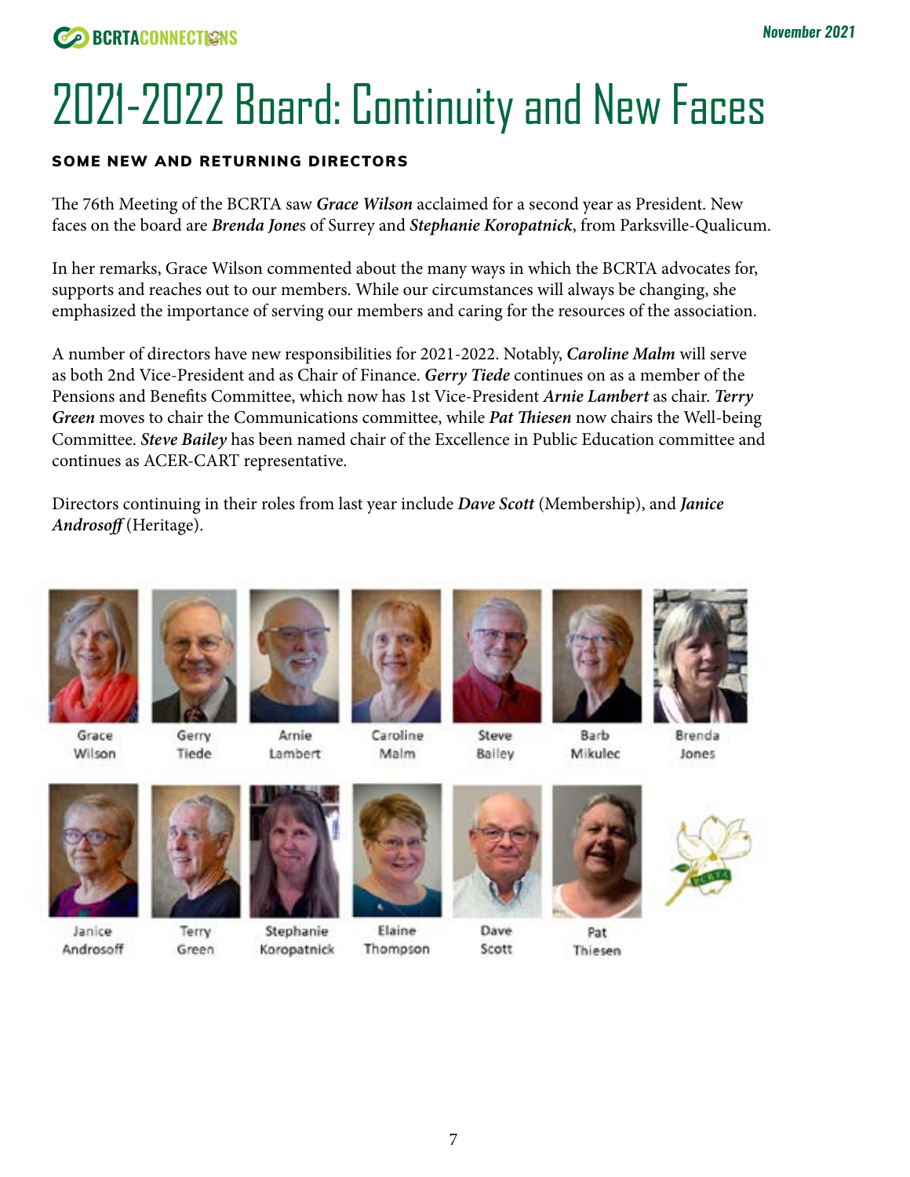# 2021-2022 Board: Continuity and New Faces

## SOME NEW AND RETURNING DIRECTORS

The 76th Meeting of the BCRTA saw ***Grace Wilson*** acclaimed for a second year as President. New faces on the board are ***Brenda Jone***s of Surrey and ***Stephanie Koropatnick***, from Parksville-Qualicum.

In her remarks, Grace Wilson commented about the many ways in which the BCRTA advocates for, supports and reaches out to our members. While our circumstances will always be changing, she emphasized the importance of serving our members and caring for the resources of the association.

A number of directors have new responsibilities for 2021-2022. Notably, ***Caroline Malm*** will serve as both 2nd Vice-President and as Chair of Finance. ***Gerry Tiede*** continues on as a member of the Pensions and Benefits Committee, which now has 1st Vice-President ***Arnie Lambert*** as chair. ***Terry Green*** moves to chair the Communications committee, while ***Pat Thiesen*** now chairs the Well-being Committee. ***Steve Bailey*** has been named chair of the Excellence in Public Education committee and continues as ACER-CART representative.

Directors continuing in their roles from last year include ***Dave Scott*** (Membership), and ***Janice Androsoff*** (Heritage).

Grace Wilson

Gerry Tiede

Arnie Lambert

Caroline Malm

Steve Bailey

Barb Mikulec

Brenda Jones

Janice Androsoff

Terry Green

Stephanie Koropatnick

Elaine Thompson

Dave Scott

Pat Thiesen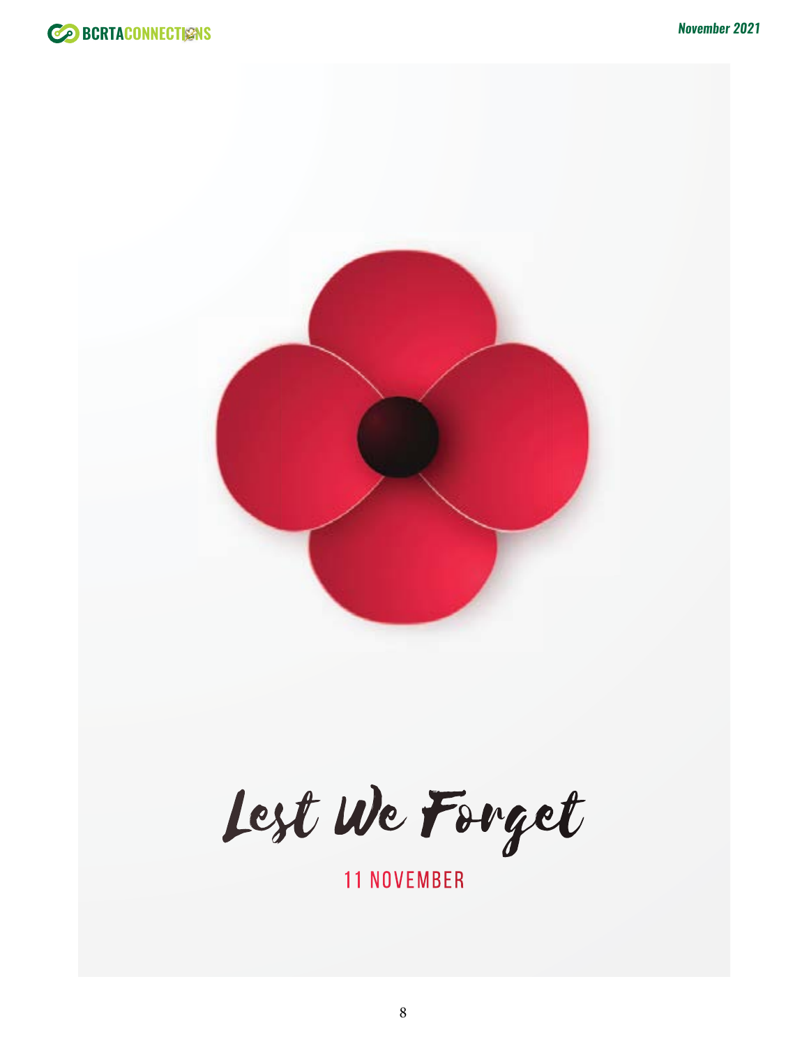Lest We Forget

11 NOVEMBER